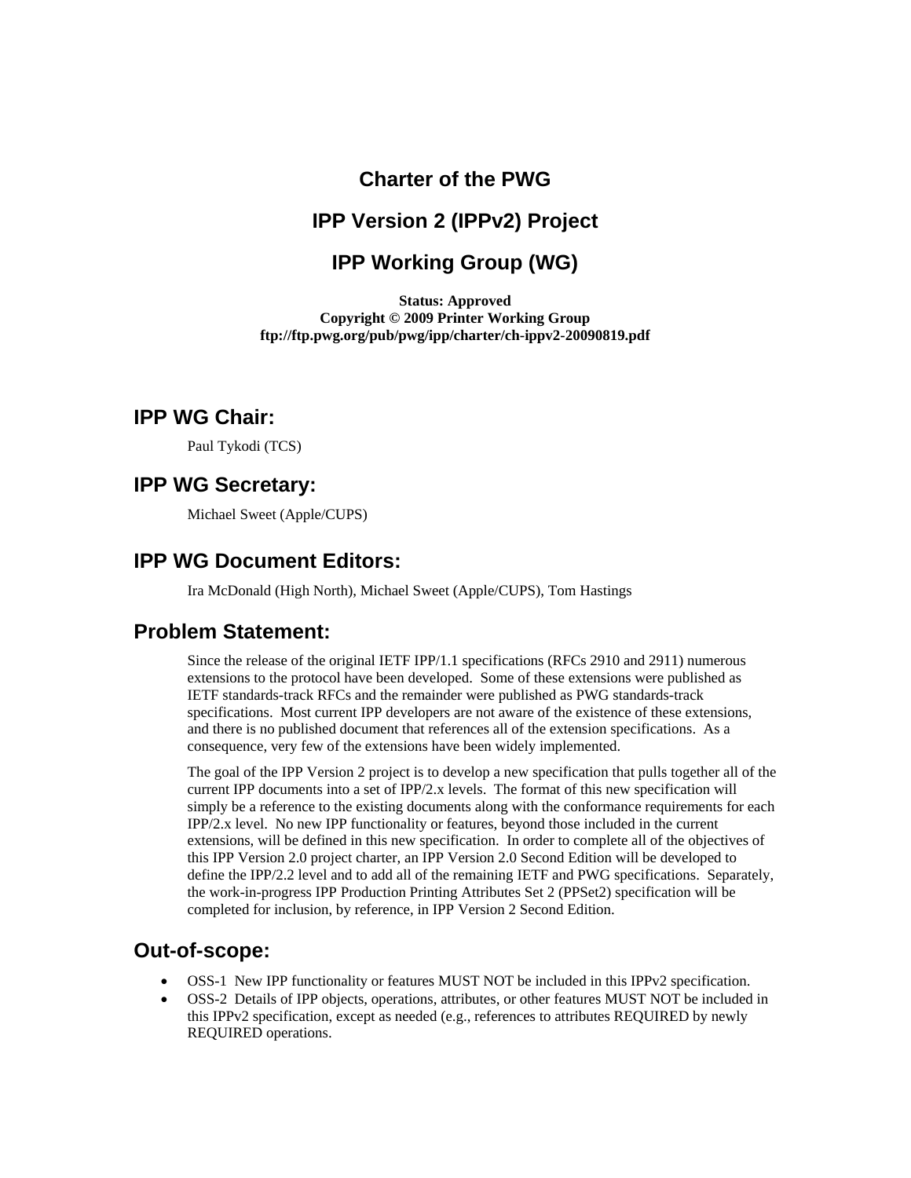# Charter of the PWG

# IPP Version 2 (IPPv2) Project

# IPP Working Group (WG)

**Status: Approved**
**Copyright © 2009 Printer Working Group**
**ftp://ftp.pwg.org/pub/pwg/ipp/charter/ch-ippv2-20090819.pdf**

## IPP WG Chair:

Paul Tykodi (TCS)

## IPP WG Secretary:

Michael Sweet (Apple/CUPS)

## IPP WG Document Editors:

Ira McDonald (High North), Michael Sweet (Apple/CUPS), Tom Hastings

## Problem Statement:

Since the release of the original IETF IPP/1.1 specifications (RFCs 2910 and 2911) numerous extensions to the protocol have been developed. Some of these extensions were published as IETF standards-track RFCs and the remainder were published as PWG standards-track specifications. Most current IPP developers are not aware of the existence of these extensions, and there is no published document that references all of the extension specifications. As a consequence, very few of the extensions have been widely implemented.

The goal of the IPP Version 2 project is to develop a new specification that pulls together all of the current IPP documents into a set of IPP/2.x levels. The format of this new specification will simply be a reference to the existing documents along with the conformance requirements for each IPP/2.x level. No new IPP functionality or features, beyond those included in the current extensions, will be defined in this new specification. In order to complete all of the objectives of this IPP Version 2.0 project charter, an IPP Version 2.0 Second Edition will be developed to define the IPP/2.2 level and to add all of the remaining IETF and PWG specifications. Separately, the work-in-progress IPP Production Printing Attributes Set 2 (PPSet2) specification will be completed for inclusion, by reference, in IPP Version 2 Second Edition.

## Out-of-scope:

- OSS-1 New IPP functionality or features MUST NOT be included in this IPPv2 specification.
- OSS-2 Details of IPP objects, operations, attributes, or other features MUST NOT be included in this IPPv2 specification, except as needed (e.g., references to attributes REQUIRED by newly REQUIRED operations.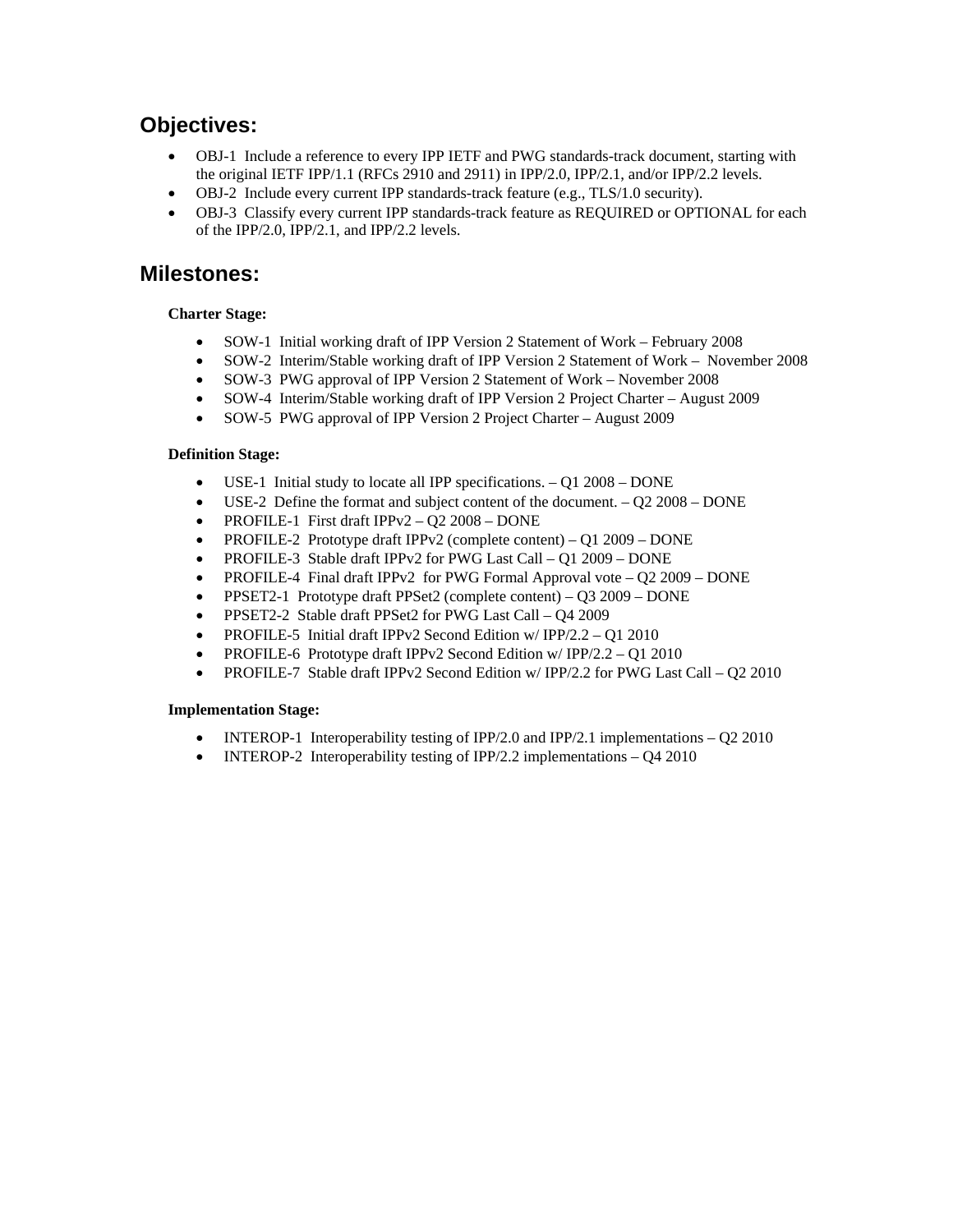## Objectives:

- OBJ-1 Include a reference to every IPP IETF and PWG standards-track document, starting with the original IETF IPP/1.1 (RFCs 2910 and 2911) in IPP/2.0, IPP/2.1, and/or IPP/2.2 levels.
- OBJ-2 Include every current IPP standards-track feature (e.g., TLS/1.0 security).
- OBJ-3 Classify every current IPP standards-track feature as REQUIRED or OPTIONAL for each of the IPP/2.0, IPP/2.1, and IPP/2.2 levels.

## Milestones:

**Charter Stage:**

- SOW-1 Initial working draft of IPP Version 2 Statement of Work – February 2008
- SOW-2 Interim/Stable working draft of IPP Version 2 Statement of Work – November 2008
- SOW-3 PWG approval of IPP Version 2 Statement of Work – November 2008
- SOW-4 Interim/Stable working draft of IPP Version 2 Project Charter – August 2009
- SOW-5 PWG approval of IPP Version 2 Project Charter – August 2009

**Definition Stage:**

- USE-1 Initial study to locate all IPP specifications. – Q1 2008 – DONE
- USE-2 Define the format and subject content of the document. – Q2 2008 – DONE
- PROFILE-1 First draft IPPv2 – Q2 2008 – DONE
- PROFILE-2 Prototype draft IPPv2 (complete content) – Q1 2009 – DONE
- PROFILE-3 Stable draft IPPv2 for PWG Last Call – Q1 2009 – DONE
- PROFILE-4 Final draft IPPv2 for PWG Formal Approval vote – Q2 2009 – DONE
- PPSET2-1 Prototype draft PPSet2 (complete content) – Q3 2009 – DONE
- PPSET2-2 Stable draft PPSet2 for PWG Last Call – Q4 2009
- PROFILE-5 Initial draft IPPv2 Second Edition w/ IPP/2.2 – Q1 2010
- PROFILE-6 Prototype draft IPPv2 Second Edition w/ IPP/2.2 – Q1 2010
- PROFILE-7 Stable draft IPPv2 Second Edition w/ IPP/2.2 for PWG Last Call – Q2 2010

**Implementation Stage:**

- INTEROP-1 Interoperability testing of IPP/2.0 and IPP/2.1 implementations – Q2 2010
- INTEROP-2 Interoperability testing of IPP/2.2 implementations – Q4 2010